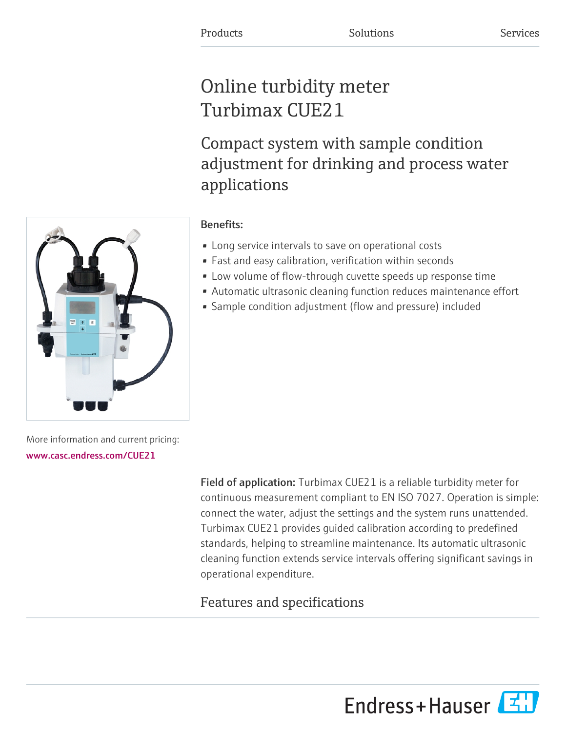Products Solutions Services

# Online turbidity meter Turbimax CUE21

## Compact system with sample condition adjustment for drinking and process water applications

**Benefits:**

- Long service intervals to save on operational costs
- Fast and easy calibration, verification within seconds
- Low volume of flow-through cuvette speeds up response time
- Automatic ultrasonic cleaning function reduces maintenance effort
- Sample condition adjustment (flow and pressure) included

More information and current pricing:
www.casc.endress.com/CUE21

**Field of application:** Turbimax CUE21 is a reliable turbidity meter for continuous measurement compliant to EN ISO 7027. Operation is simple: connect the water, adjust the settings and the system runs unattended. Turbimax CUE21 provides guided calibration according to predefined standards, helping to streamline maintenance. Its automatic ultrasonic cleaning function extends service intervals offering significant savings in operational expenditure.

## Features and specifications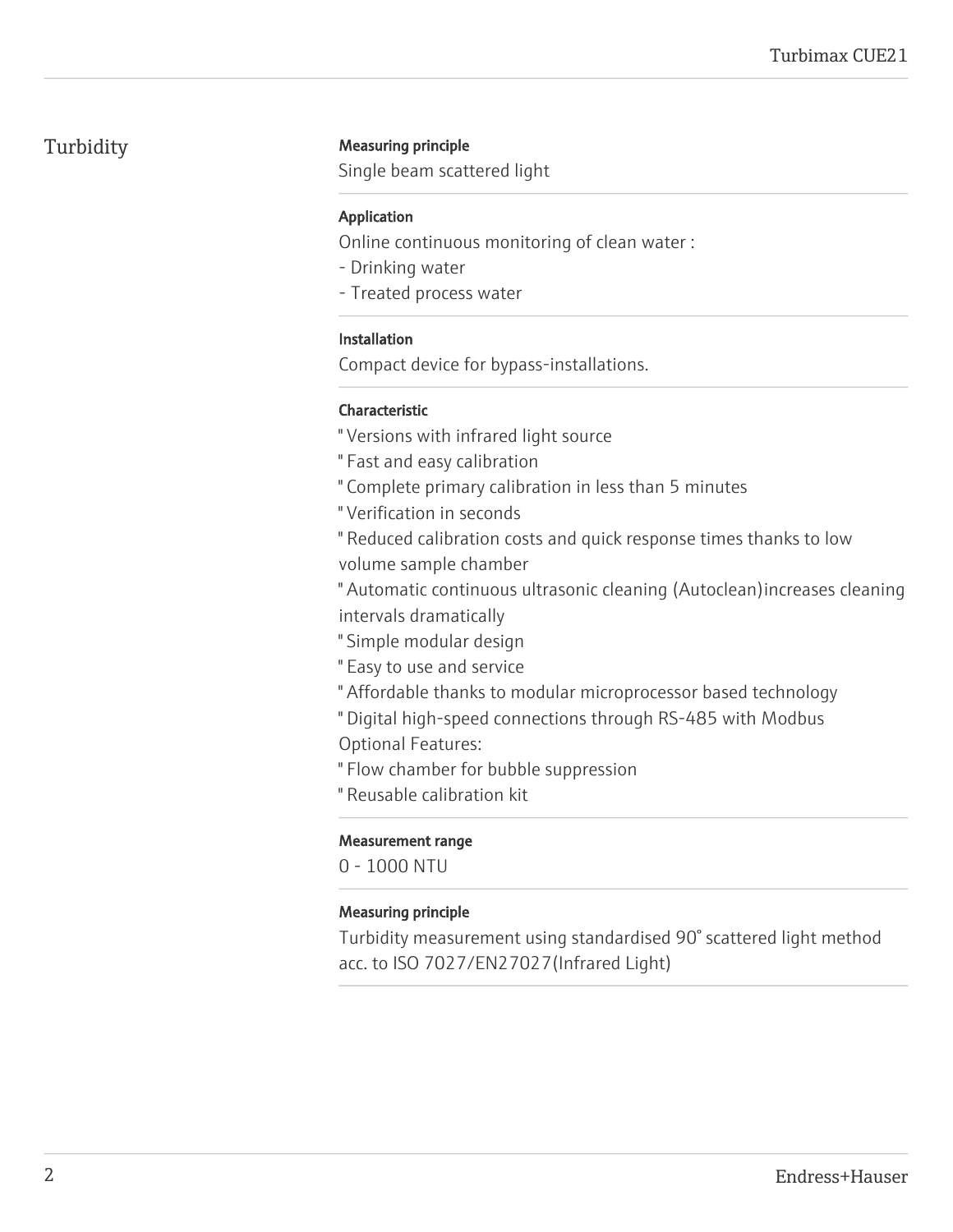## Turbidity

**Measuring principle**

Single beam scattered light

**Application**

Online continuous monitoring of clean water :
- Drinking water
- Treated process water

**Installation**

Compact device for bypass-installations.

**Characteristic**

" Versions with infrared light source
" Fast and easy calibration
" Complete primary calibration in less than 5 minutes
" Verification in seconds
" Reduced calibration costs and quick response times thanks to low volume sample chamber
" Automatic continuous ultrasonic cleaning (Autoclean)increases cleaning intervals dramatically
" Simple modular design
" Easy to use and service
" Affordable thanks to modular microprocessor based technology
" Digital high-speed connections through RS-485 with Modbus
Optional Features:
" Flow chamber for bubble suppression
" Reusable calibration kit

**Measurement range**

0 - 1000 NTU

**Measuring principle**

Turbidity measurement using standardised 90° scattered light method acc. to ISO 7027/EN27027(Infrared Light)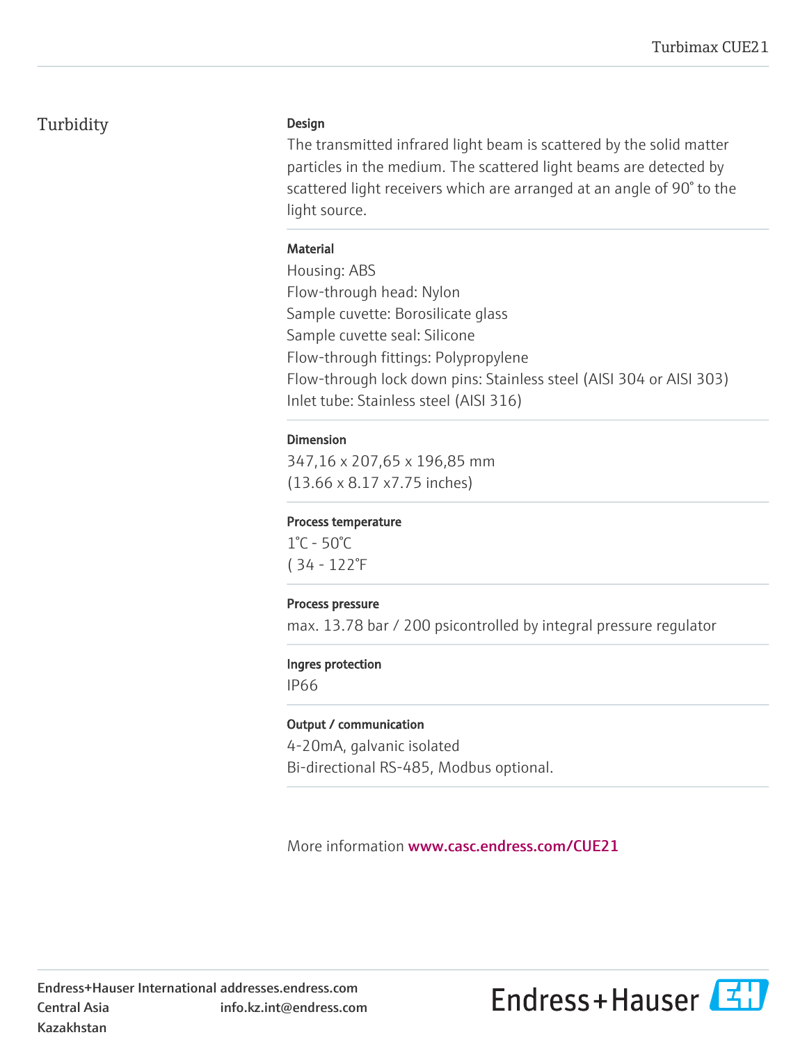## Turbidity

**Design**

The transmitted infrared light beam is scattered by the solid matter particles in the medium. The scattered light beams are detected by scattered light receivers which are arranged at an angle of 90° to the light source.

**Material**

Housing: ABS
Flow-through head: Nylon
Sample cuvette: Borosilicate glass
Sample cuvette seal: Silicone
Flow-through fittings: Polypropylene
Flow-through lock down pins: Stainless steel (AISI 304 or AISI 303)
Inlet tube: Stainless steel (AISI 316)

**Dimension**

347,16 x 207,65 x 196,85 mm
(13.66 x 8.17 x7.75 inches)

**Process temperature**

1°C - 50°C
( 34 - 122°F

**Process pressure**

max. 13.78 bar / 200 psicontrolled by integral pressure regulator

**Ingres protection**

IP66

**Output / communication**

4-20mA, galvanic isolated
Bi-directional RS-485, Modbus optional.

More information www.casc.endress.com/CUE21

Endress+Hauser International addresses.endress.com
Central Asia info.kz.int@endress.com
Kazakhstan